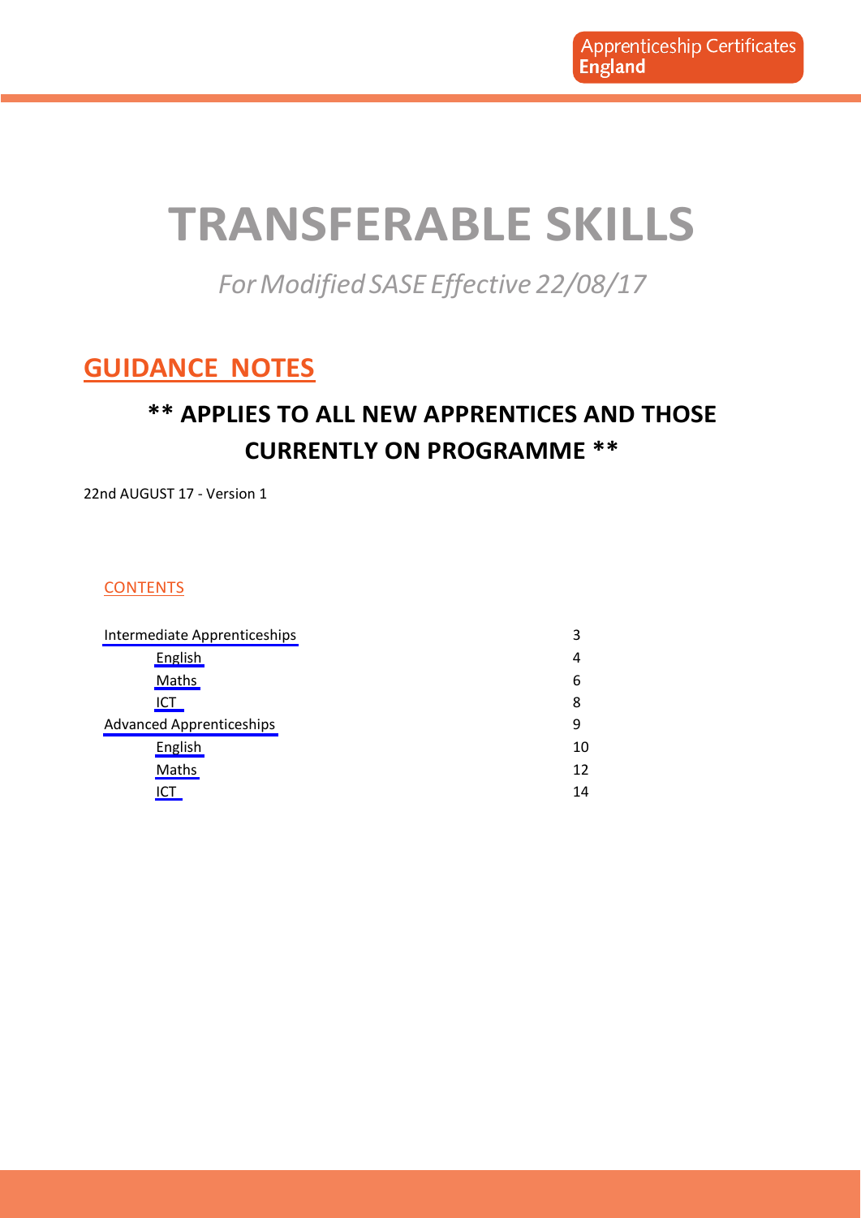Apprenticeship Certificates England

# TRANSFERABLE SKILLS

*For Modified SASE Effective 22/08/17*

## GUIDANCE NOTES

### ** APPLIES TO ALL NEW APPRENTICES AND THOSE CURRENTLY ON PROGRAMME **

22nd AUGUST 17 - Version 1

CONTENTS

| | |
|---|---|
| Intermediate Apprenticeships | 3 |
| English | 4 |
| Maths | 6 |
| ICT | 8 |
| Advanced Apprenticeships | 9 |
| English | 10 |
| Maths | 12 |
| ICT | 14 |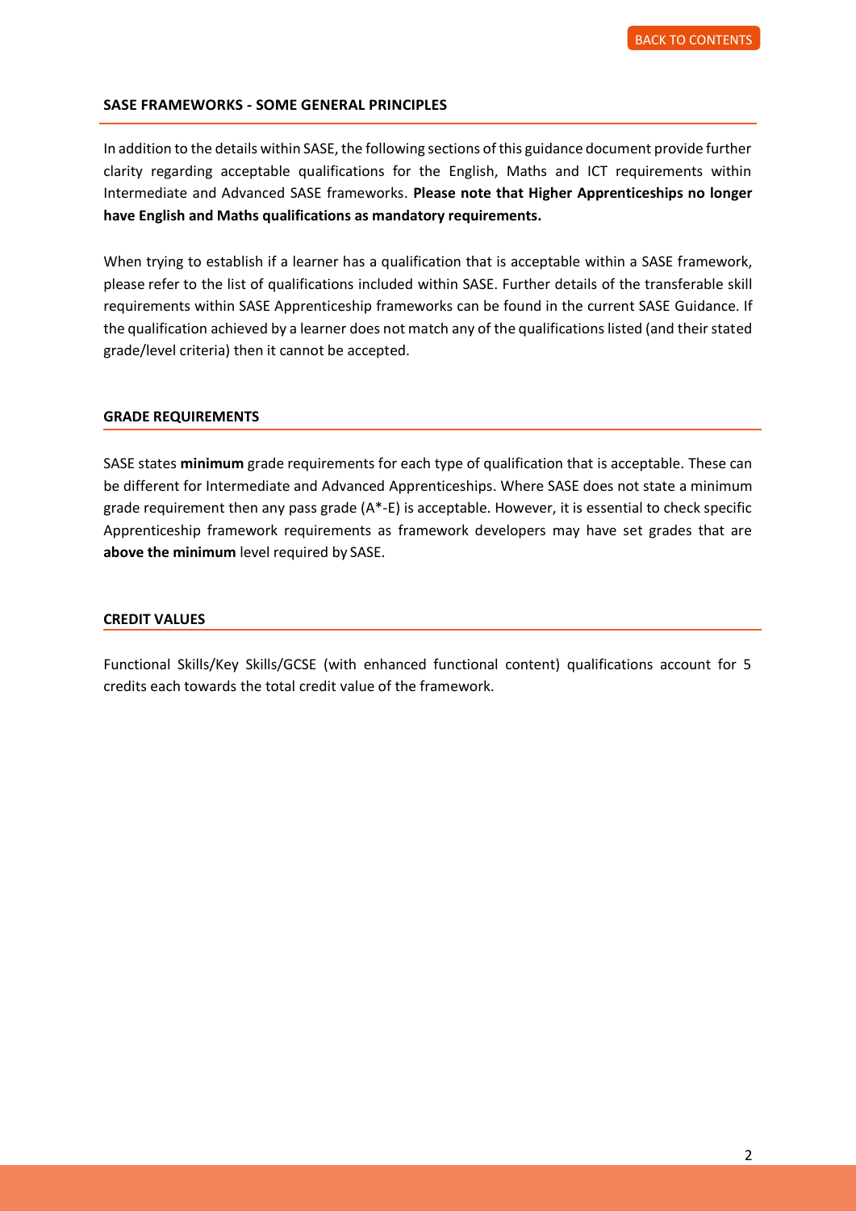## SASE FRAMEWORKS - SOME GENERAL PRINCIPLES

In addition to the details within SASE, the following sections of this guidance document provide further clarity regarding acceptable qualifications for the English, Maths and ICT requirements within Intermediate and Advanced SASE frameworks. **Please note that Higher Apprenticeships no longer have English and Maths qualifications as mandatory requirements.**

When trying to establish if a learner has a qualification that is acceptable within a SASE framework, please refer to the list of qualifications included within SASE. Further details of the transferable skill requirements within SASE Apprenticeship frameworks can be found in the current SASE Guidance. If the qualification achieved by a learner does not match any of the qualifications listed (and their stated grade/level criteria) then it cannot be accepted.

## GRADE REQUIREMENTS

SASE states **minimum** grade requirements for each type of qualification that is acceptable. These can be different for Intermediate and Advanced Apprenticeships. Where SASE does not state a minimum grade requirement then any pass grade (A*-E) is acceptable. However, it is essential to check specific Apprenticeship framework requirements as framework developers may have set grades that are **above the minimum** level required by SASE.

## CREDIT VALUES

Functional Skills/Key Skills/GCSE (with enhanced functional content) qualifications account for 5 credits each towards the total credit value of the framework.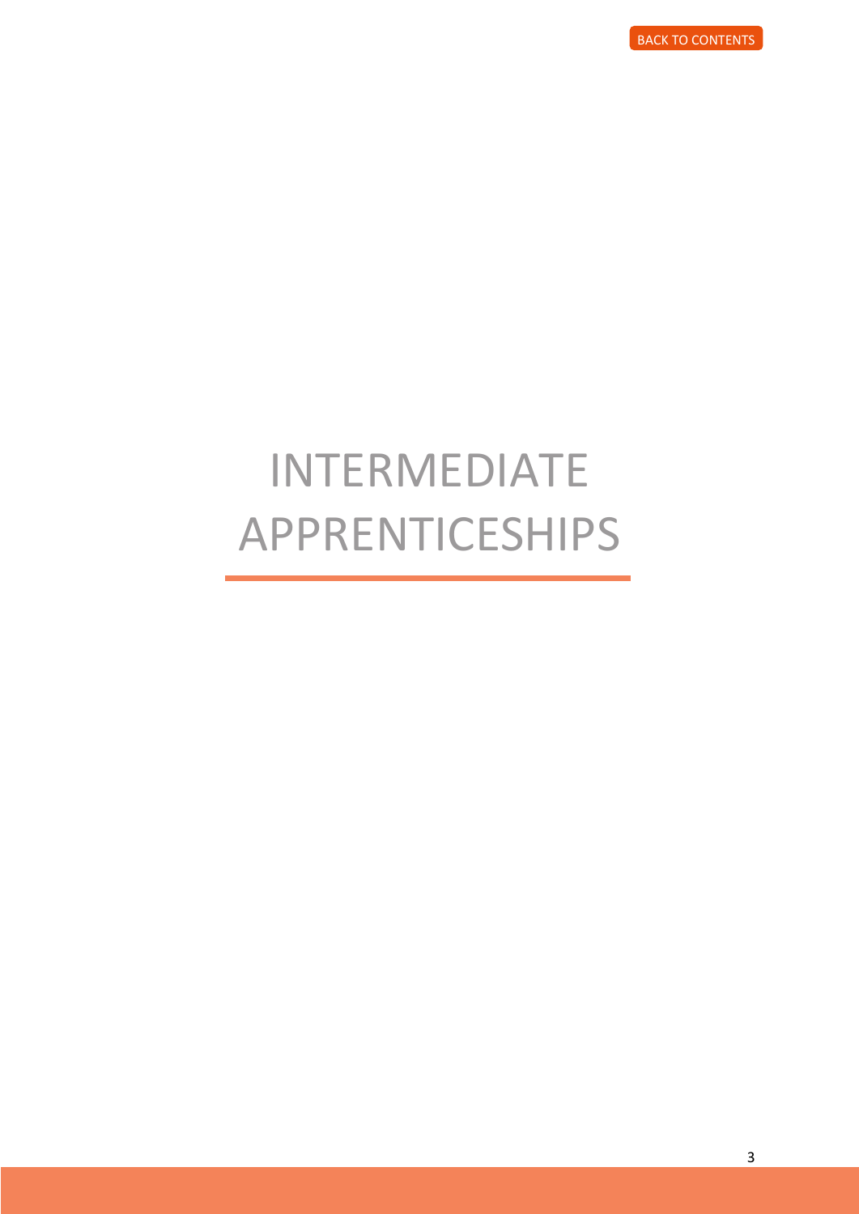# INTERMEDIATE APPRENTICESHIPS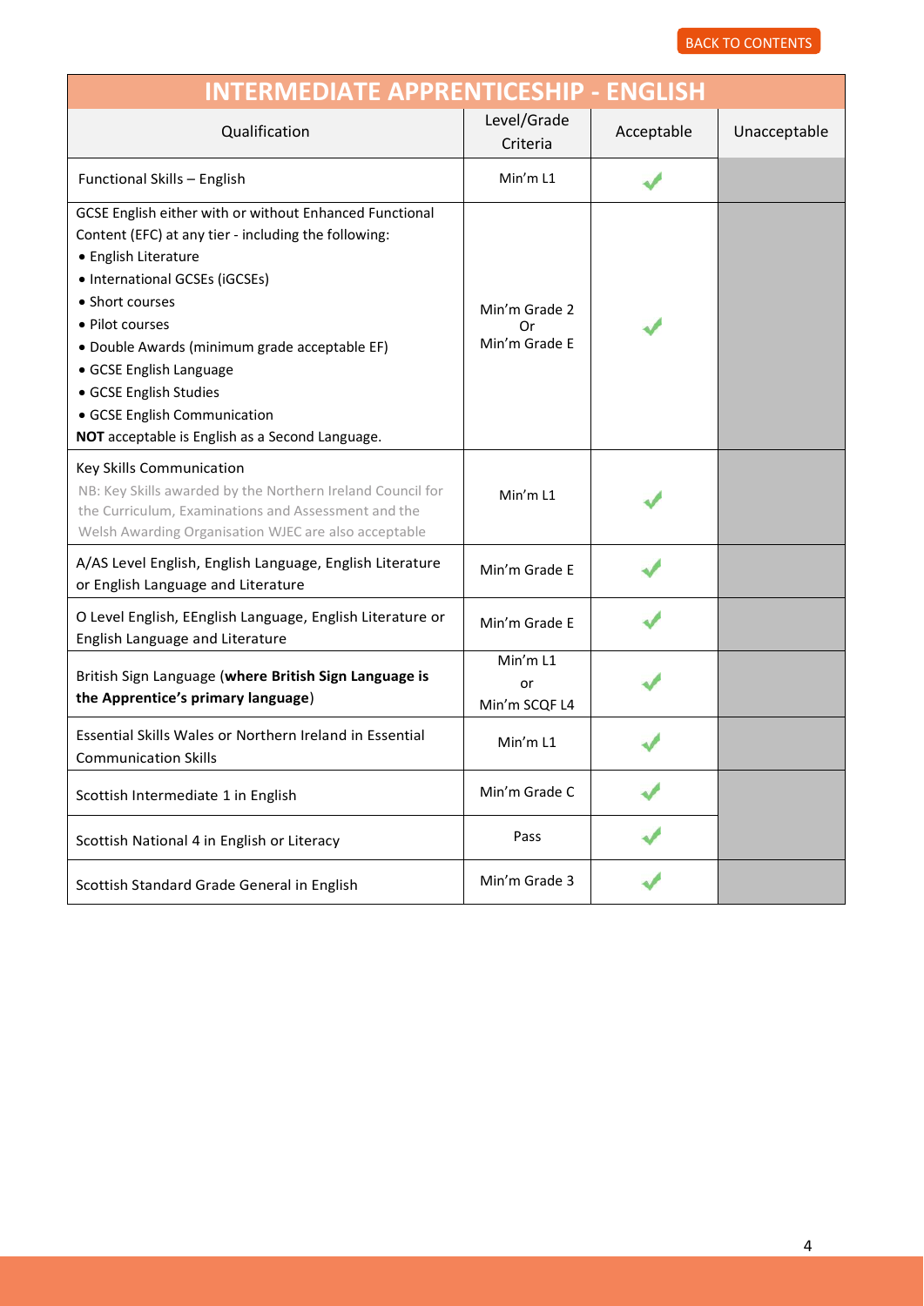# INTERMEDIATE APPRENTICESHIP - ENGLISH

| Qualification | Level/Grade Criteria | Acceptable | Unacceptable |
|---|---|---|---|
| Functional Skills – English | Min'm L1 | ✔ | |
| GCSE English either with or without Enhanced Functional Content (EFC) at any tier - including the following:<br>• English Literature<br>• International GCSEs (iGCSEs)<br>• Short courses<br>• Pilot courses<br>• Double Awards (minimum grade acceptable EF)<br>• GCSE English Language<br>• GCSE English Studies<br>• GCSE English Communication<br>**NOT** acceptable is English as a Second Language. | Min'm Grade 2<br>Or<br>Min'm Grade E | ✔ | |
| Key Skills Communication<br>NB: Key Skills awarded by the Northern Ireland Council for the Curriculum, Examinations and Assessment and the Welsh Awarding Organisation WJEC are also acceptable | Min'm L1 | ✔ | |
| A/AS Level English, English Language, English Literature or English Language and Literature | Min'm Grade E | ✔ | |
| O Level English, EEnglish Language, English Literature or English Language and Literature | Min'm Grade E | ✔ | |
| British Sign Language (**where British Sign Language is the Apprentice's primary language**) | Min'm L1<br>or<br>Min'm SCQF L4 | ✔ | |
| Essential Skills Wales or Northern Ireland in Essential Communication Skills | Min'm L1 | ✔ | |
| Scottish Intermediate 1 in English | Min'm Grade C | ✔ | |
| Scottish National 4 in English or Literacy | Pass | ✔ | |
| Scottish Standard Grade General in English | Min'm Grade 3 | ✔ | |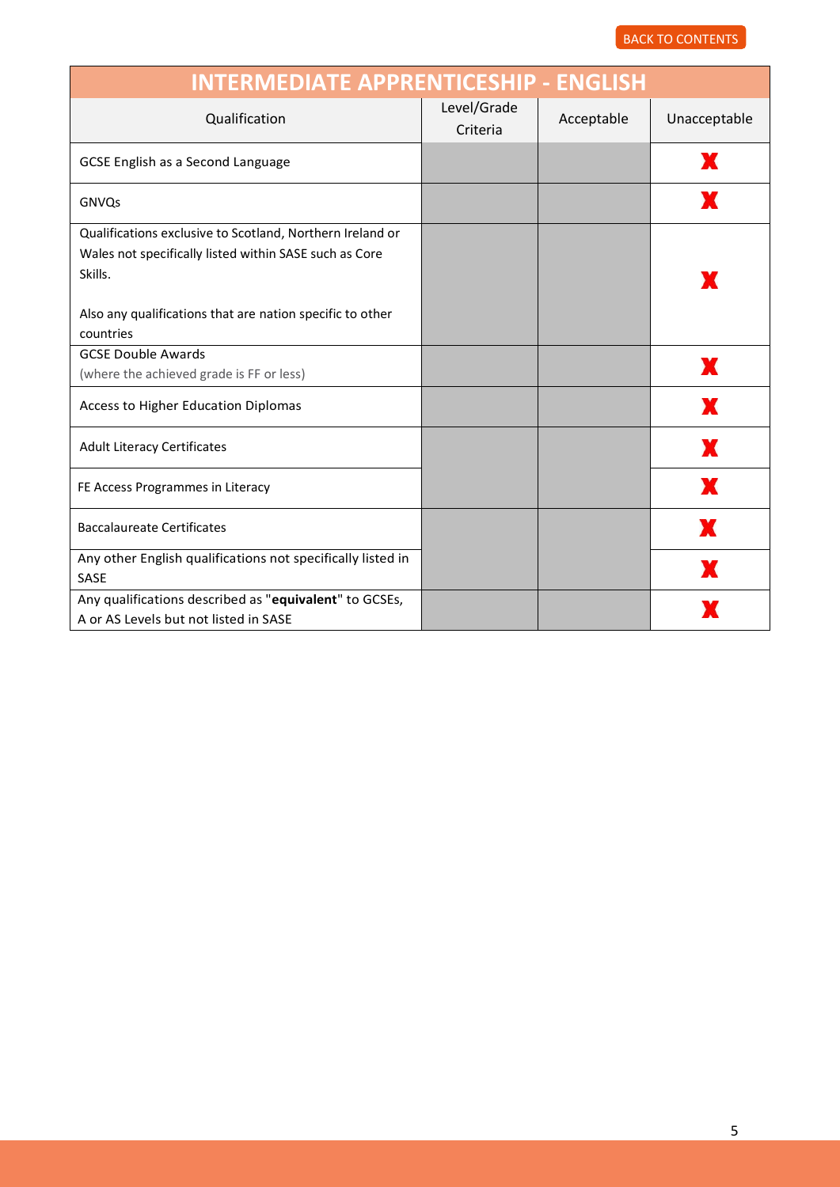| INTERMEDIATE APPRENTICESHIP - ENGLISH | | | |
|---|---|---|---|
| Qualification | Level/Grade Criteria | Acceptable | Unacceptable |
| GCSE English as a Second Language | | | X |
| GNVQs | | | X |
| Qualifications exclusive to Scotland, Northern Ireland or Wales not specifically listed within SASE such as Core Skills. Also any qualifications that are nation specific to other countries | | | X |
| GCSE Double Awards (where the achieved grade is FF or less) | | | X |
| Access to Higher Education Diplomas | | | X |
| Adult Literacy Certificates | | | X |
| FE Access Programmes in Literacy | | | X |
| Baccalaureate Certificates | | | X |
| Any other English qualifications not specifically listed in SASE | | | X |
| Any qualifications described as "**equivalent**" to GCSEs, A or AS Levels but not listed in SASE | | | X |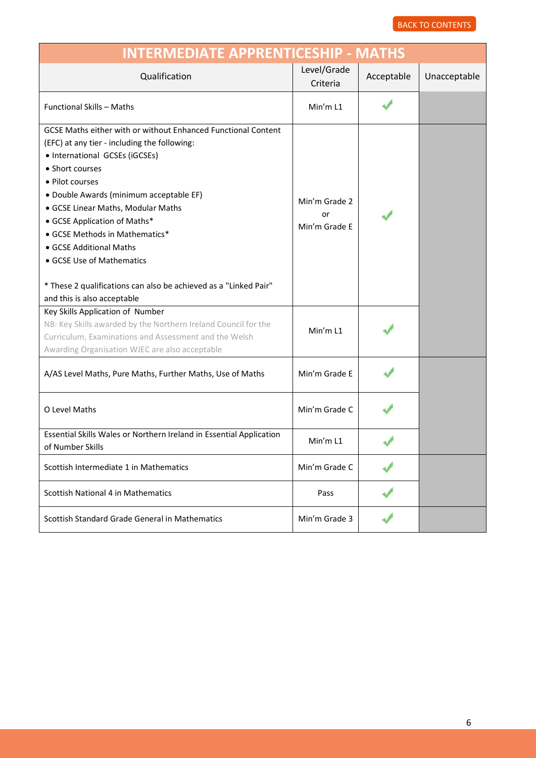## INTERMEDIATE APPRENTICESHIP - MATHS

| Qualification | Level/Grade Criteria | Acceptable | Unacceptable |
|---|---|---|---|
| Functional Skills – Maths | Min'm L1 | ✓ | |
| GCSE Maths either with or without Enhanced Functional Content (EFC) at any tier - including the following:<br>• International GCSEs (iGCSEs)<br>• Short courses<br>• Pilot courses<br>• Double Awards (minimum acceptable EF)<br>• GCSE Linear Maths, Modular Maths<br>• GCSE Application of Maths*<br>• GCSE Methods in Mathematics*<br>• GCSE Additional Maths<br>• GCSE Use of Mathematics<br><br>* These 2 qualifications can also be achieved as a "Linked Pair" and this is also acceptable | Min'm Grade 2 or Min'm Grade E | ✓ | |
| Key Skills Application of Number<br>NB: Key Skills awarded by the Northern Ireland Council for the Curriculum, Examinations and Assessment and the Welsh Awarding Organisation WJEC are also acceptable | Min'm L1 | ✓ | |
| A/AS Level Maths, Pure Maths, Further Maths, Use of Maths | Min'm Grade E | ✓ | |
| O Level Maths | Min'm Grade C | ✓ | |
| Essential Skills Wales or Northern Ireland in Essential Application of Number Skills | Min'm L1 | ✓ | |
| Scottish Intermediate 1 in Mathematics | Min'm Grade C | ✓ | |
| Scottish National 4 in Mathematics | Pass | ✓ | |
| Scottish Standard Grade General in Mathematics | Min'm Grade 3 | ✓ | |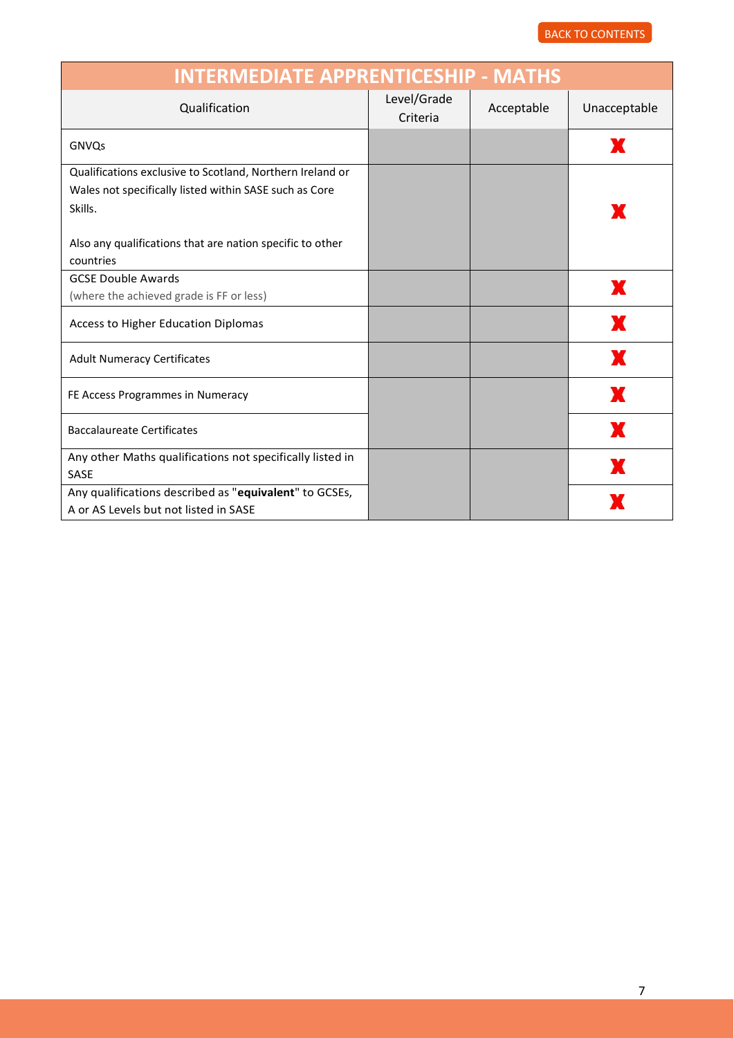## INTERMEDIATE APPRENTICESHIP - MATHS

| Qualification | Level/Grade Criteria | Acceptable | Unacceptable |
|---|---|---|---|
| GNVQs | | | ✗ |
| Qualifications exclusive to Scotland, Northern Ireland or Wales not specifically listed within SASE such as Core Skills.<br><br>Also any qualifications that are nation specific to other countries | | | ✗ |
| GCSE Double Awards<br>(where the achieved grade is FF or less) | | | ✗ |
| Access to Higher Education Diplomas | | | ✗ |
| Adult Numeracy Certificates | | | ✗ |
| FE Access Programmes in Numeracy | | | ✗ |
| Baccalaureate Certificates | | | ✗ |
| Any other Maths qualifications not specifically listed in SASE | | | ✗ |
| Any qualifications described as "**equivalent**" to GCSEs, A or AS Levels but not listed in SASE | | | ✗ |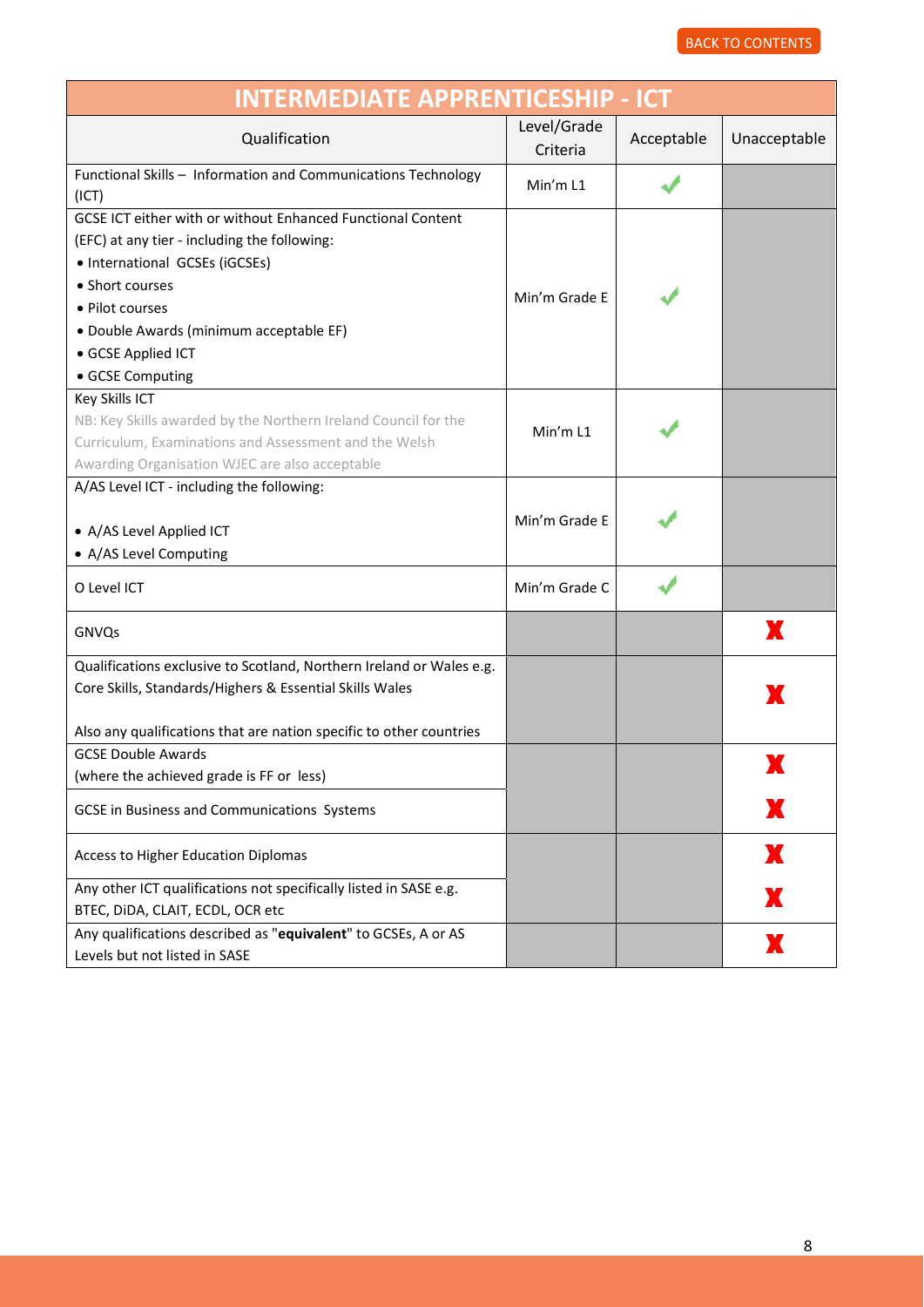BACK TO CONTENTS

| INTERMEDIATE APPRENTICESHIP - ICT | | | |
|---|---|---|---|
| Qualification | Level/Grade Criteria | Acceptable | Unacceptable |
| Functional Skills – Information and Communications Technology (ICT) | Min'm L1 | ✓ | |
| GCSE ICT either with or without Enhanced Functional Content (EFC) at any tier - including the following:<br>• International GCSEs (iGCSEs)<br>• Short courses<br>• Pilot courses<br>• Double Awards (minimum acceptable EF)<br>• GCSE Applied ICT<br>• GCSE Computing | Min'm Grade E | ✓ | |
| Key Skills ICT<br>NB: Key Skills awarded by the Northern Ireland Council for the Curriculum, Examinations and Assessment and the Welsh Awarding Organisation WJEC are also acceptable | Min'm L1 | ✓ | |
| A/AS Level ICT - including the following:<br>• A/AS Level Applied ICT<br>• A/AS Level Computing | Min'm Grade E | ✓ | |
| O Level ICT | Min'm Grade C | ✓ | |
| GNVQs | | | X |
| Qualifications exclusive to Scotland, Northern Ireland or Wales e.g. Core Skills, Standards/Highers & Essential Skills Wales<br>Also any qualifications that are nation specific to other countries | | | X |
| GCSE Double Awards (where the achieved grade is FF or less) | | | X |
| GCSE in Business and Communications Systems | | | X |
| Access to Higher Education Diplomas | | | X |
| Any other ICT qualifications not specifically listed in SASE e.g. BTEC, DiDA, CLAIT, ECDL, OCR etc | | | X |
| Any qualifications described as "**equivalent**" to GCSEs, A or AS Levels but not listed in SASE | | | X |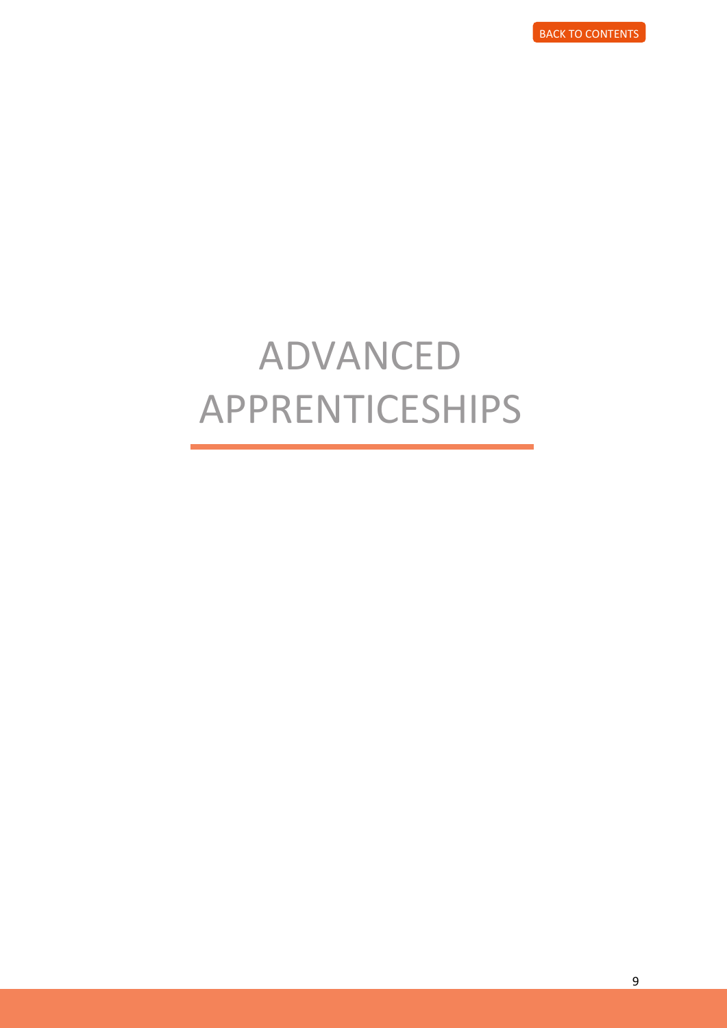# ADVANCED APPRENTICESHIPS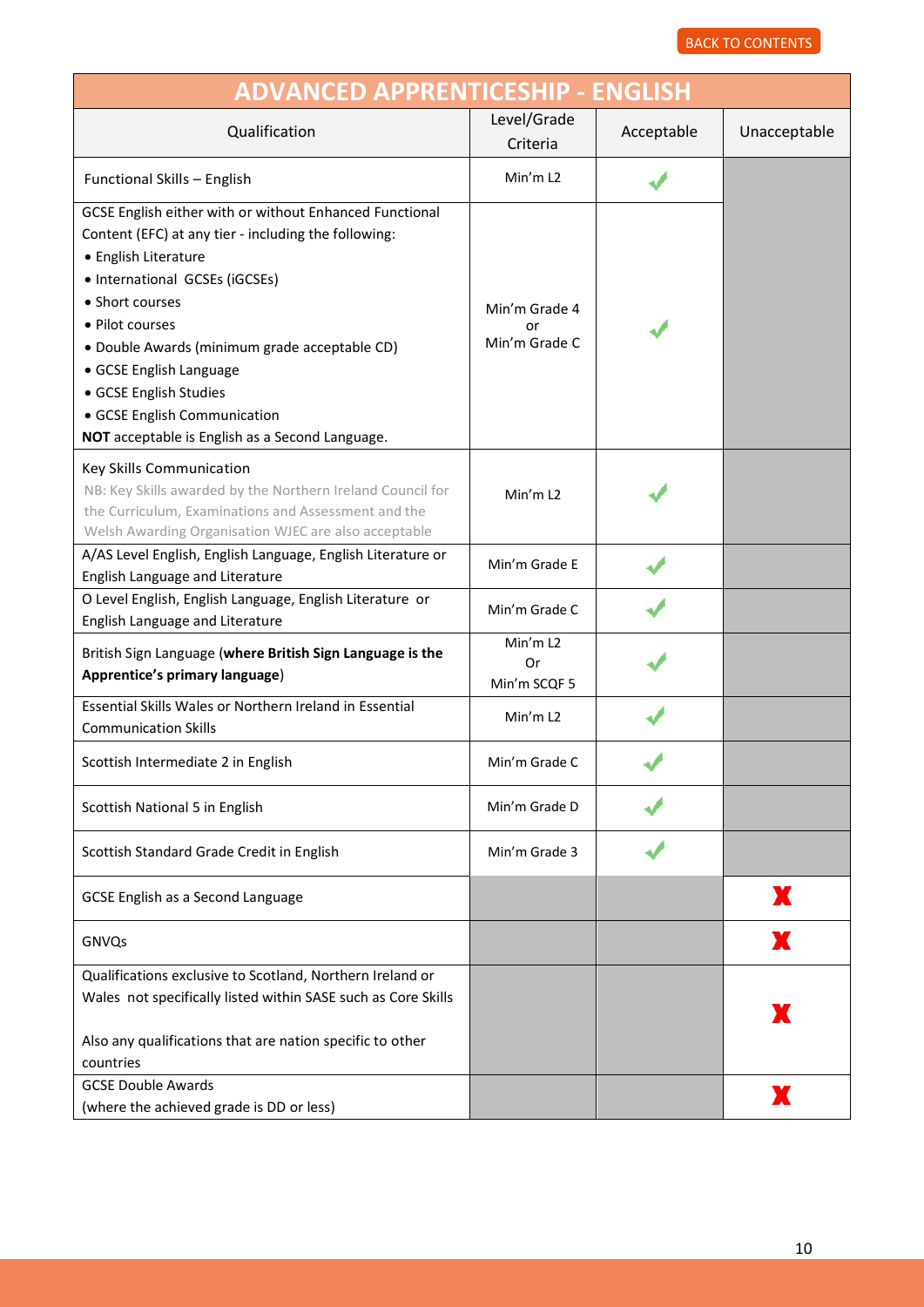BACK TO CONTENTS

| ADVANCED APPRENTICESHIP - ENGLISH | | | |
|---|---|---|---|
| Qualification | Level/Grade Criteria | Acceptable | Unacceptable |
| Functional Skills – English | Min'm L2 | ✓ | |
| GCSE English either with or without Enhanced Functional Content (EFC) at any tier - including the following:<br>• English Literature<br>• International GCSEs (iGCSEs)<br>• Short courses<br>• Pilot courses<br>• Double Awards (minimum grade acceptable CD)<br>• GCSE English Language<br>• GCSE English Studies<br>• GCSE English Communication<br>**NOT** acceptable is English as a Second Language. | Min'm Grade 4 or Min'm Grade C | ✓ | |
| Key Skills Communication<br>NB: Key Skills awarded by the Northern Ireland Council for the Curriculum, Examinations and Assessment and the Welsh Awarding Organisation WJEC are also acceptable | Min'm L2 | ✓ | |
| A/AS Level English, English Language, English Literature or English Language and Literature | Min'm Grade E | ✓ | |
| O Level English, English Language, English Literature or English Language and Literature | Min'm Grade C | ✓ | |
| British Sign Language (**where British Sign Language is the Apprentice's primary language**) | Min'm L2 Or Min'm SCQF 5 | ✓ | |
| Essential Skills Wales or Northern Ireland in Essential Communication Skills | Min'm L2 | ✓ | |
| Scottish Intermediate 2 in English | Min'm Grade C | ✓ | |
| Scottish National 5 in English | Min'm Grade D | ✓ | |
| Scottish Standard Grade Credit in English | Min'm Grade 3 | ✓ | |
| GCSE English as a Second Language | | | ✗ |
| GNVQs | | | ✗ |
| Qualifications exclusive to Scotland, Northern Ireland or Wales not specifically listed within SASE such as Core Skills<br><br>Also any qualifications that are nation specific to other countries | | | ✗ |
| GCSE Double Awards<br>(where the achieved grade is DD or less) | | | ✗ |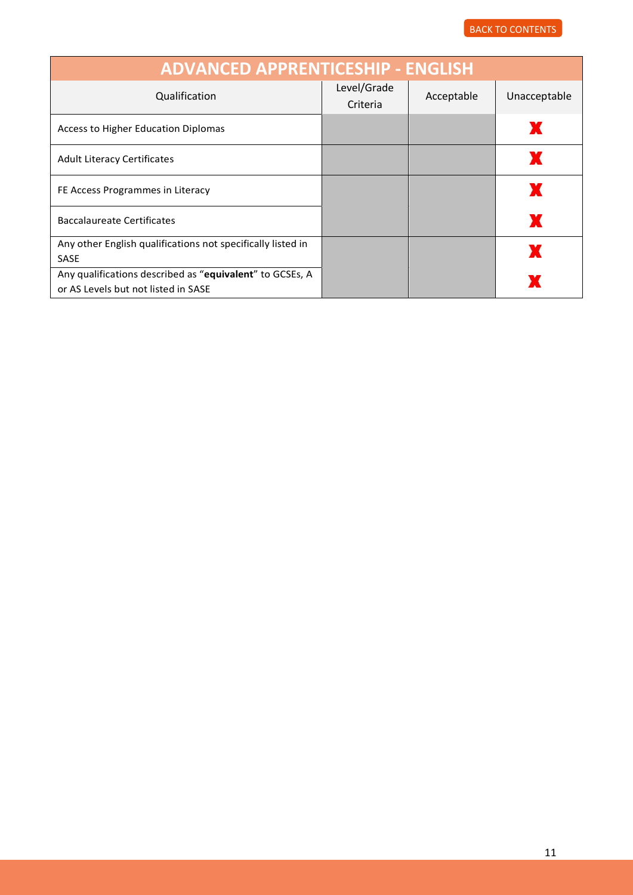BACK TO CONTENTS

| ADVANCED APPRENTICESHIP - ENGLISH | | | |
|---|---|---|---|
| Qualification | Level/Grade Criteria | Acceptable | Unacceptable |
| Access to Higher Education Diplomas | | | ✘ |
| Adult Literacy Certificates | | | ✘ |
| FE Access Programmes in Literacy | | | ✘ |
| Baccalaureate Certificates | | | ✘ |
| Any other English qualifications not specifically listed in SASE | | | ✘ |
| Any qualifications described as "**equivalent**" to GCSEs, A or AS Levels but not listed in SASE | | | ✘ |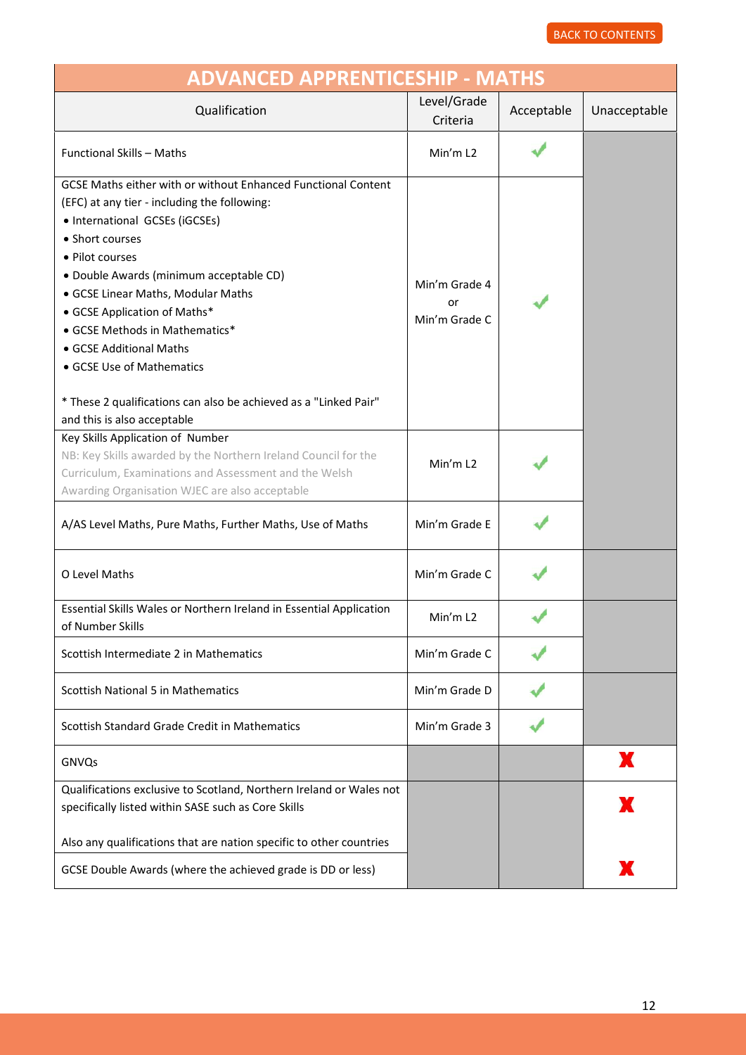BACK TO CONTENTS

## ADVANCED APPRENTICESHIP - MATHS

| Qualification | Level/Grade Criteria | Acceptable | Unacceptable |
|---|---|---|---|
| Functional Skills – Maths | Min'm L2 | ✓ | |
| GCSE Maths either with or without Enhanced Functional Content (EFC) at any tier - including the following:<br>• International GCSEs (iGCSEs)<br>• Short courses<br>• Pilot courses<br>• Double Awards (minimum acceptable CD)<br>• GCSE Linear Maths, Modular Maths<br>• GCSE Application of Maths*<br>• GCSE Methods in Mathematics*<br>• GCSE Additional Maths<br>• GCSE Use of Mathematics<br><br>* These 2 qualifications can also be achieved as a "Linked Pair" and this is also acceptable | Min'm Grade 4 or Min'm Grade C | ✓ | |
| Key Skills Application of Number<br>NB: Key Skills awarded by the Northern Ireland Council for the Curriculum, Examinations and Assessment and the Welsh Awarding Organisation WJEC are also acceptable | Min'm L2 | ✓ | |
| A/AS Level Maths, Pure Maths, Further Maths, Use of Maths | Min'm Grade E | ✓ | |
| O Level Maths | Min'm Grade C | ✓ | |
| Essential Skills Wales or Northern Ireland in Essential Application of Number Skills | Min'm L2 | ✓ | |
| Scottish Intermediate 2 in Mathematics | Min'm Grade C | ✓ | |
| Scottish National 5 in Mathematics | Min'm Grade D | ✓ | |
| Scottish Standard Grade Credit in Mathematics | Min'm Grade 3 | ✓ | |
| GNVQs | | | ✗ |
| Qualifications exclusive to Scotland, Northern Ireland or Wales not specifically listed within SASE such as Core Skills<br><br>Also any qualifications that are nation specific to other countries | | | ✗ |
| GCSE Double Awards (where the achieved grade is DD or less) | | | ✗ |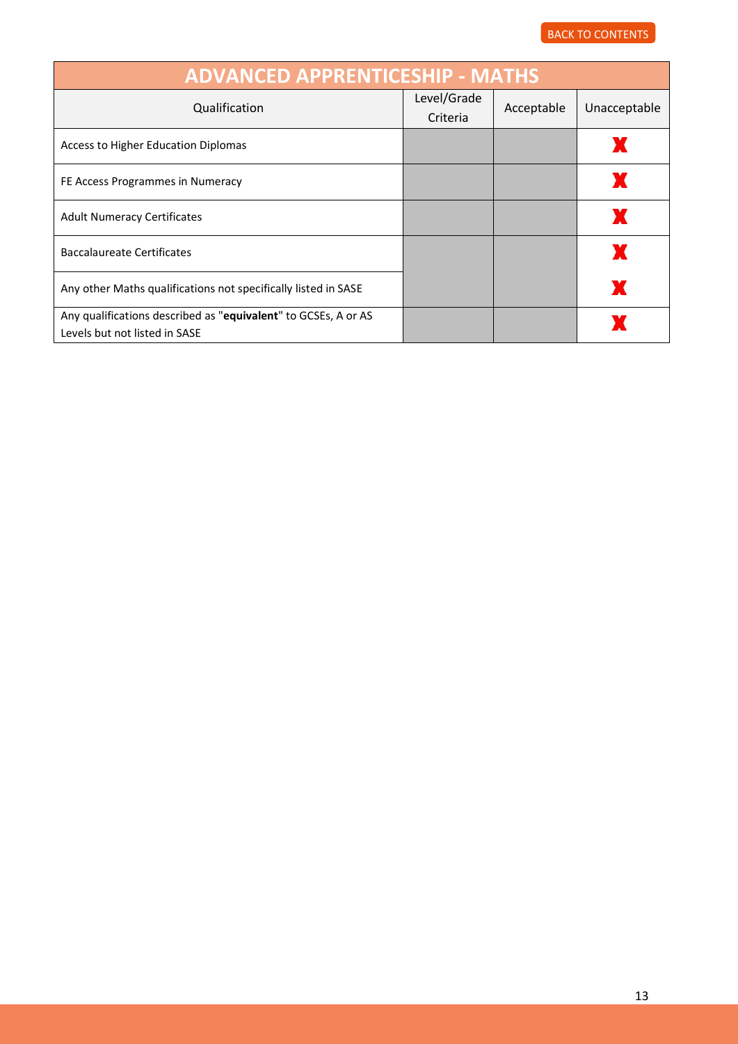| ADVANCED APPRENTICESHIP - MATHS | | | |
|---|---|---|---|
| Qualification | Level/Grade Criteria | Acceptable | Unacceptable |
| Access to Higher Education Diplomas | | | X |
| FE Access Programmes in Numeracy | | | X |
| Adult Numeracy Certificates | | | X |
| Baccalaureate Certificates | | | X |
| Any other Maths qualifications not specifically listed in SASE | | | X |
| Any qualifications described as "**equivalent**" to GCSEs, A or AS Levels but not listed in SASE | | | X |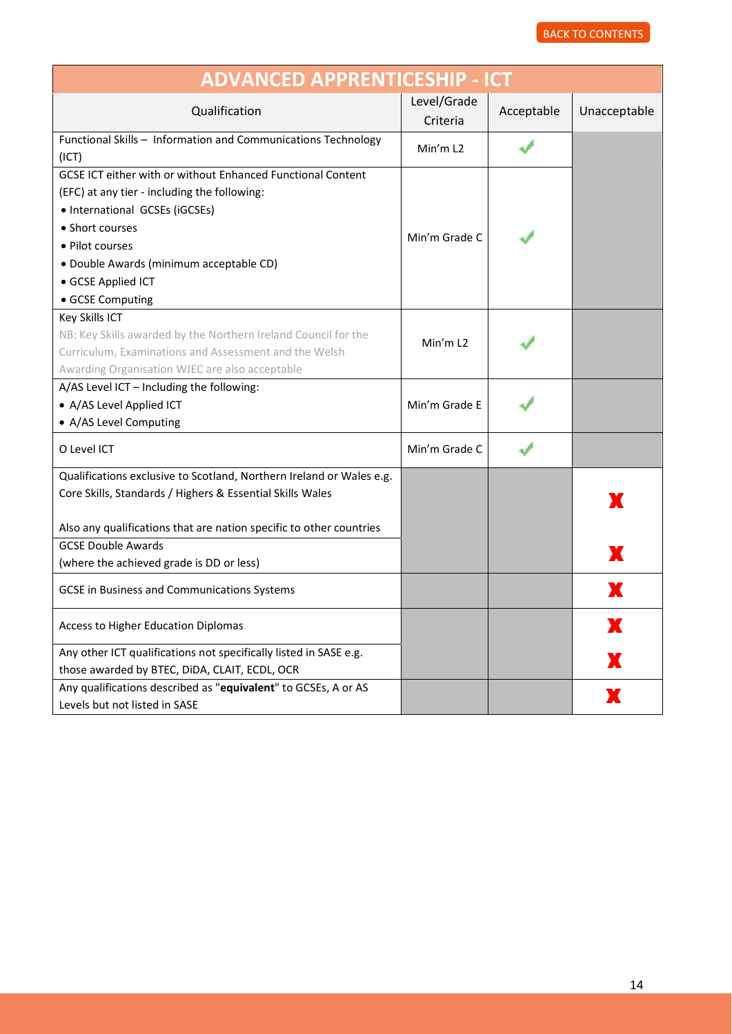# ADVANCED APPRENTICESHIP - ICT

| Qualification | Level/Grade Criteria | Acceptable | Unacceptable |
|---|---|---|---|
| Functional Skills – Information and Communications Technology (ICT) | Min'm L2 | ✓ | |
| GCSE ICT either with or without Enhanced Functional Content (EFC) at any tier - including the following:<br>• International GCSEs (iGCSEs)<br>• Short courses<br>• Pilot courses<br>• Double Awards (minimum acceptable CD)<br>• GCSE Applied ICT<br>• GCSE Computing | Min'm Grade C | ✓ | |
| Key Skills ICT<br>NB: Key Skills awarded by the Northern Ireland Council for the Curriculum, Examinations and Assessment and the Welsh Awarding Organisation WJEC are also acceptable | Min'm L2 | ✓ | |
| A/AS Level ICT – Including the following:<br>• A/AS Level Applied ICT<br>• A/AS Level Computing | Min'm Grade E | ✓ | |
| O Level ICT | Min'm Grade C | ✓ | |
| Qualifications exclusive to Scotland, Northern Ireland or Wales e.g. Core Skills, Standards / Highers & Essential Skills Wales<br><br>Also any qualifications that are nation specific to other countries | | | ✗ |
| GCSE Double Awards<br>(where the achieved grade is DD or less) | | | ✗ |
| GCSE in Business and Communications Systems | | | ✗ |
| Access to Higher Education Diplomas | | | ✗ |
| Any other ICT qualifications not specifically listed in SASE e.g. those awarded by BTEC, DiDA, CLAIT, ECDL, OCR | | | ✗ |
| Any qualifications described as "**equivalent**" to GCSEs, A or AS Levels but not listed in SASE | | | ✗ |